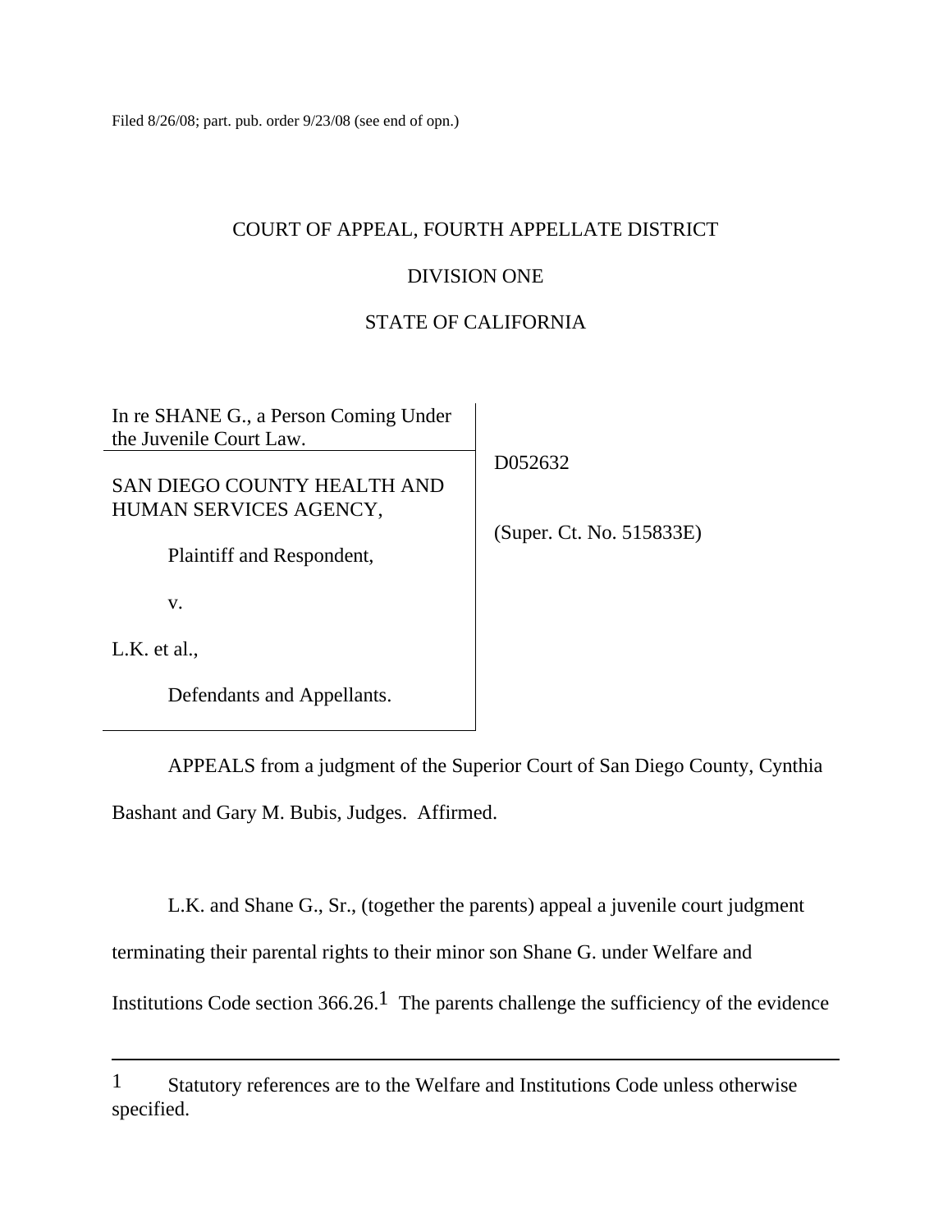Filed 8/26/08; part. pub. order 9/23/08 (see end of opn.)

COURT OF APPEAL, FOURTH APPELLATE DISTRICT

DIVISION ONE

STATE OF CALIFORNIA

| | |
|---|---|
| In re SHANE G., a Person Coming Under the Juvenile Court Law. | D052632 |
| SAN DIEGO COUNTY HEALTH AND HUMAN SERVICES AGENCY, Plaintiff and Respondent, v. L.K. et al., Defendants and Appellants. | (Super. Ct. No. 515833E) |

APPEALS from a judgment of the Superior Court of San Diego County, Cynthia Bashant and Gary M. Bubis, Judges. Affirmed.

L.K. and Shane G., Sr., (together the parents) appeal a juvenile court judgment terminating their parental rights to their minor son Shane G. under Welfare and Institutions Code section 366.26.[1] The parents challenge the sufficiency of the evidence

---

[1] Statutory references are to the Welfare and Institutions Code unless otherwise specified.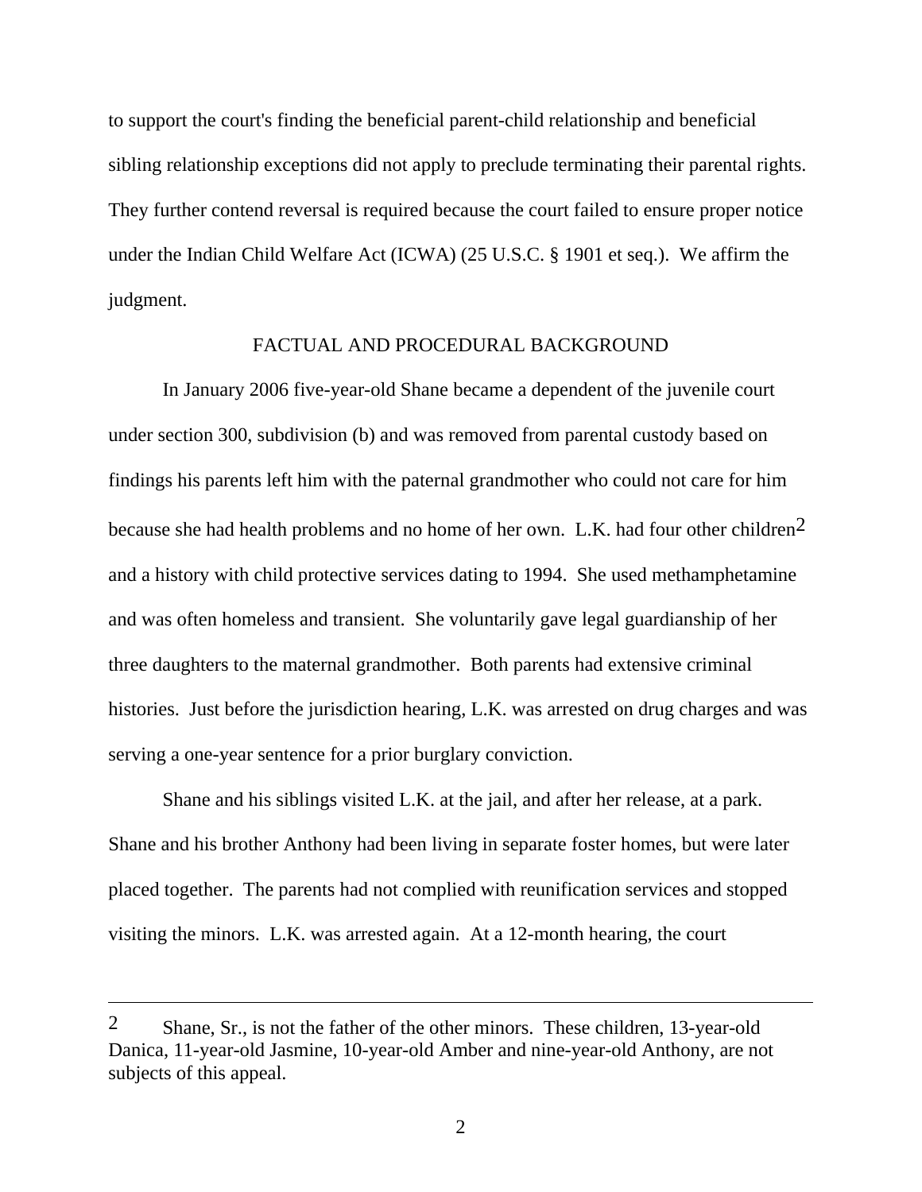to support the court's finding the beneficial parent-child relationship and beneficial sibling relationship exceptions did not apply to preclude terminating their parental rights. They further contend reversal is required because the court failed to ensure proper notice under the Indian Child Welfare Act (ICWA) (25 U.S.C. § 1901 et seq.). We affirm the judgment.

## FACTUAL AND PROCEDURAL BACKGROUND

In January 2006 five-year-old Shane became a dependent of the juvenile court under section 300, subdivision (b) and was removed from parental custody based on findings his parents left him with the paternal grandmother who could not care for him because she had health problems and no home of her own. L.K. had four other children[2] and a history with child protective services dating to 1994. She used methamphetamine and was often homeless and transient. She voluntarily gave legal guardianship of her three daughters to the maternal grandmother. Both parents had extensive criminal histories. Just before the jurisdiction hearing, L.K. was arrested on drug charges and was serving a one-year sentence for a prior burglary conviction.

Shane and his siblings visited L.K. at the jail, and after her release, at a park. Shane and his brother Anthony had been living in separate foster homes, but were later placed together. The parents had not complied with reunification services and stopped visiting the minors. L.K. was arrested again. At a 12-month hearing, the court

---

[2] Shane, Sr., is not the father of the other minors. These children, 13-year-old Danica, 11-year-old Jasmine, 10-year-old Amber and nine-year-old Anthony, are not subjects of this appeal.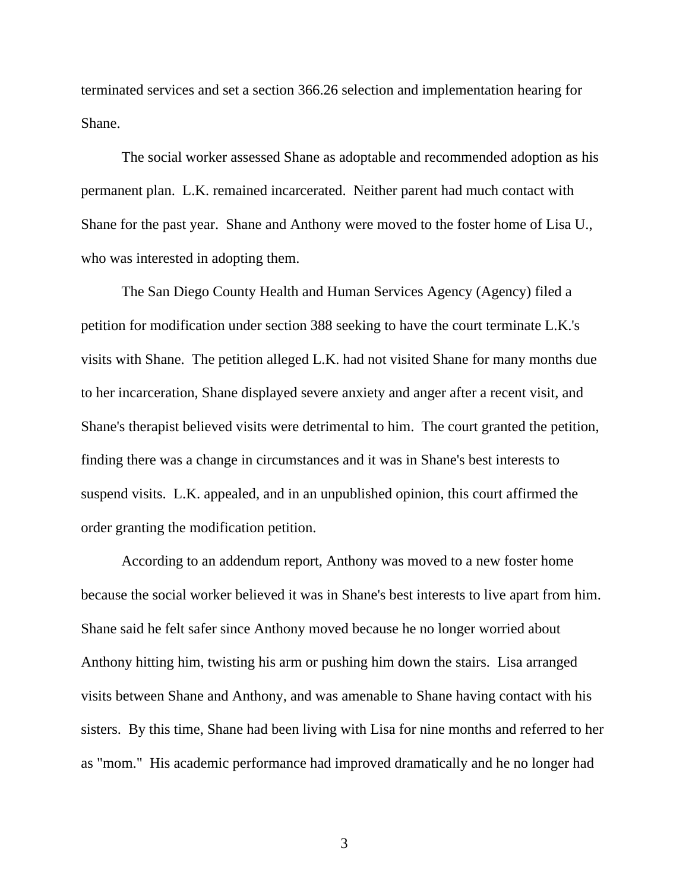terminated services and set a section 366.26 selection and implementation hearing for Shane.

The social worker assessed Shane as adoptable and recommended adoption as his permanent plan. L.K. remained incarcerated. Neither parent had much contact with Shane for the past year. Shane and Anthony were moved to the foster home of Lisa U., who was interested in adopting them.

The San Diego County Health and Human Services Agency (Agency) filed a petition for modification under section 388 seeking to have the court terminate L.K.'s visits with Shane. The petition alleged L.K. had not visited Shane for many months due to her incarceration, Shane displayed severe anxiety and anger after a recent visit, and Shane's therapist believed visits were detrimental to him. The court granted the petition, finding there was a change in circumstances and it was in Shane's best interests to suspend visits. L.K. appealed, and in an unpublished opinion, this court affirmed the order granting the modification petition.

According to an addendum report, Anthony was moved to a new foster home because the social worker believed it was in Shane's best interests to live apart from him. Shane said he felt safer since Anthony moved because he no longer worried about Anthony hitting him, twisting his arm or pushing him down the stairs. Lisa arranged visits between Shane and Anthony, and was amenable to Shane having contact with his sisters. By this time, Shane had been living with Lisa for nine months and referred to her as "mom." His academic performance had improved dramatically and he no longer had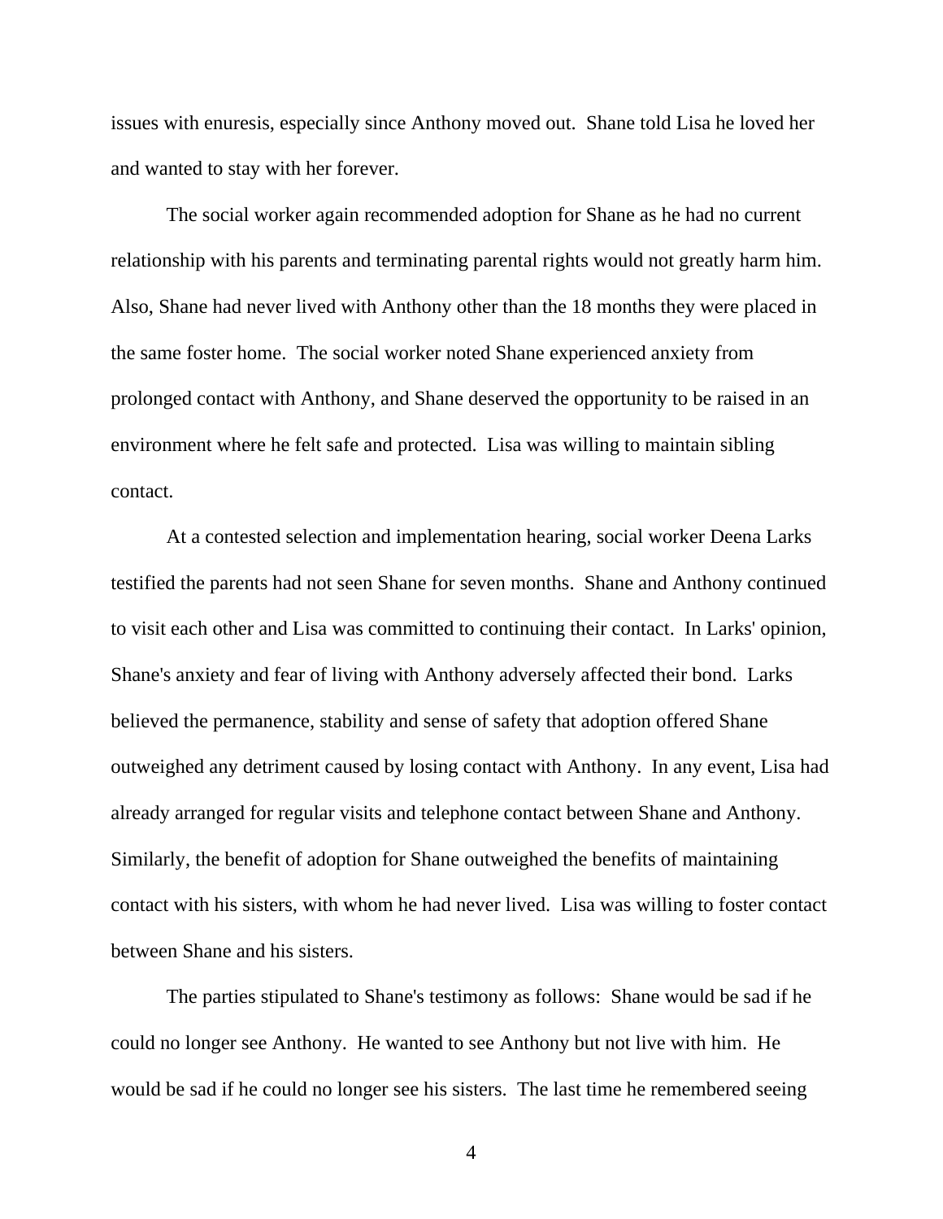issues with enuresis, especially since Anthony moved out. Shane told Lisa he loved her and wanted to stay with her forever.

The social worker again recommended adoption for Shane as he had no current relationship with his parents and terminating parental rights would not greatly harm him. Also, Shane had never lived with Anthony other than the 18 months they were placed in the same foster home. The social worker noted Shane experienced anxiety from prolonged contact with Anthony, and Shane deserved the opportunity to be raised in an environment where he felt safe and protected. Lisa was willing to maintain sibling contact.

At a contested selection and implementation hearing, social worker Deena Larks testified the parents had not seen Shane for seven months. Shane and Anthony continued to visit each other and Lisa was committed to continuing their contact. In Larks' opinion, Shane's anxiety and fear of living with Anthony adversely affected their bond. Larks believed the permanence, stability and sense of safety that adoption offered Shane outweighed any detriment caused by losing contact with Anthony. In any event, Lisa had already arranged for regular visits and telephone contact between Shane and Anthony. Similarly, the benefit of adoption for Shane outweighed the benefits of maintaining contact with his sisters, with whom he had never lived. Lisa was willing to foster contact between Shane and his sisters.

The parties stipulated to Shane's testimony as follows: Shane would be sad if he could no longer see Anthony. He wanted to see Anthony but not live with him. He would be sad if he could no longer see his sisters. The last time he remembered seeing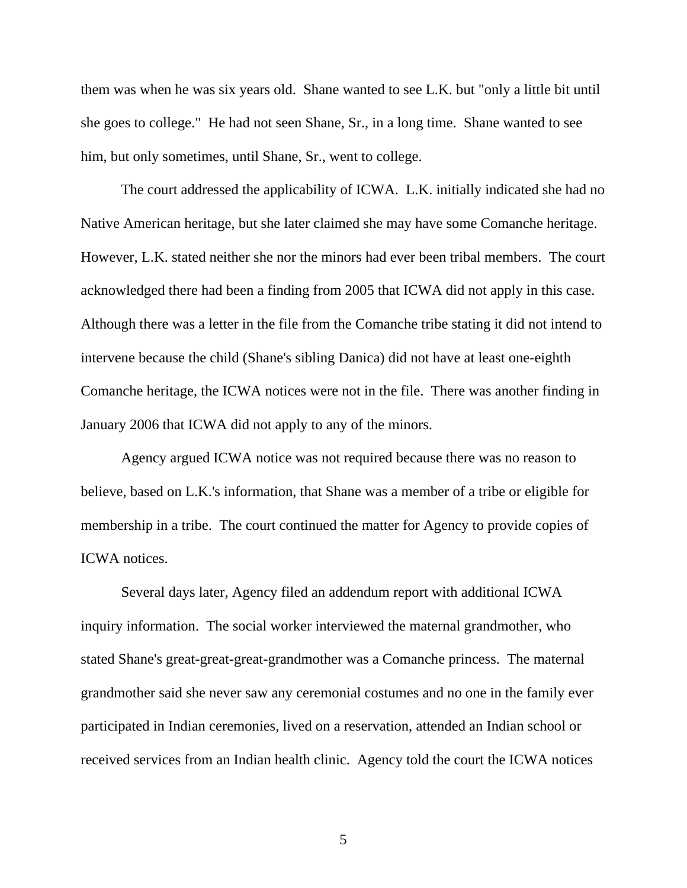them was when he was six years old. Shane wanted to see L.K. but "only a little bit until she goes to college." He had not seen Shane, Sr., in a long time. Shane wanted to see him, but only sometimes, until Shane, Sr., went to college.

The court addressed the applicability of ICWA. L.K. initially indicated she had no Native American heritage, but she later claimed she may have some Comanche heritage. However, L.K. stated neither she nor the minors had ever been tribal members. The court acknowledged there had been a finding from 2005 that ICWA did not apply in this case. Although there was a letter in the file from the Comanche tribe stating it did not intend to intervene because the child (Shane's sibling Danica) did not have at least one-eighth Comanche heritage, the ICWA notices were not in the file. There was another finding in January 2006 that ICWA did not apply to any of the minors.

Agency argued ICWA notice was not required because there was no reason to believe, based on L.K.'s information, that Shane was a member of a tribe or eligible for membership in a tribe. The court continued the matter for Agency to provide copies of ICWA notices.

Several days later, Agency filed an addendum report with additional ICWA inquiry information. The social worker interviewed the maternal grandmother, who stated Shane's great-great-great-grandmother was a Comanche princess. The maternal grandmother said she never saw any ceremonial costumes and no one in the family ever participated in Indian ceremonies, lived on a reservation, attended an Indian school or received services from an Indian health clinic. Agency told the court the ICWA notices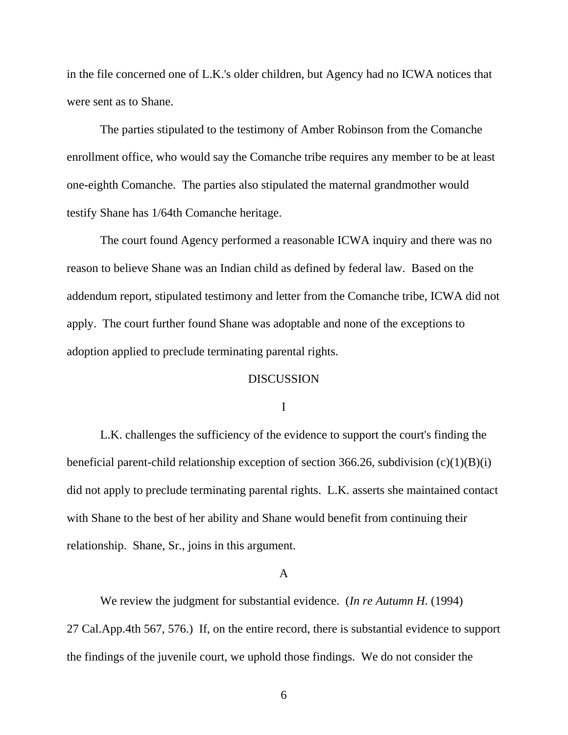in the file concerned one of L.K.'s older children, but Agency had no ICWA notices that were sent as to Shane.

The parties stipulated to the testimony of Amber Robinson from the Comanche enrollment office, who would say the Comanche tribe requires any member to be at least one-eighth Comanche. The parties also stipulated the maternal grandmother would testify Shane has 1/64th Comanche heritage.

The court found Agency performed a reasonable ICWA inquiry and there was no reason to believe Shane was an Indian child as defined by federal law. Based on the addendum report, stipulated testimony and letter from the Comanche tribe, ICWA did not apply. The court further found Shane was adoptable and none of the exceptions to adoption applied to preclude terminating parental rights.

## DISCUSSION

### I

L.K. challenges the sufficiency of the evidence to support the court's finding the beneficial parent-child relationship exception of section 366.26, subdivision (c)(1)(B)(i) did not apply to preclude terminating parental rights. L.K. asserts she maintained contact with Shane to the best of her ability and Shane would benefit from continuing their relationship. Shane, Sr., joins in this argument.

### A

We review the judgment for substantial evidence. (*In re Autumn H.* (1994) 27 Cal.App.4th 567, 576.) If, on the entire record, there is substantial evidence to support the findings of the juvenile court, we uphold those findings. We do not consider the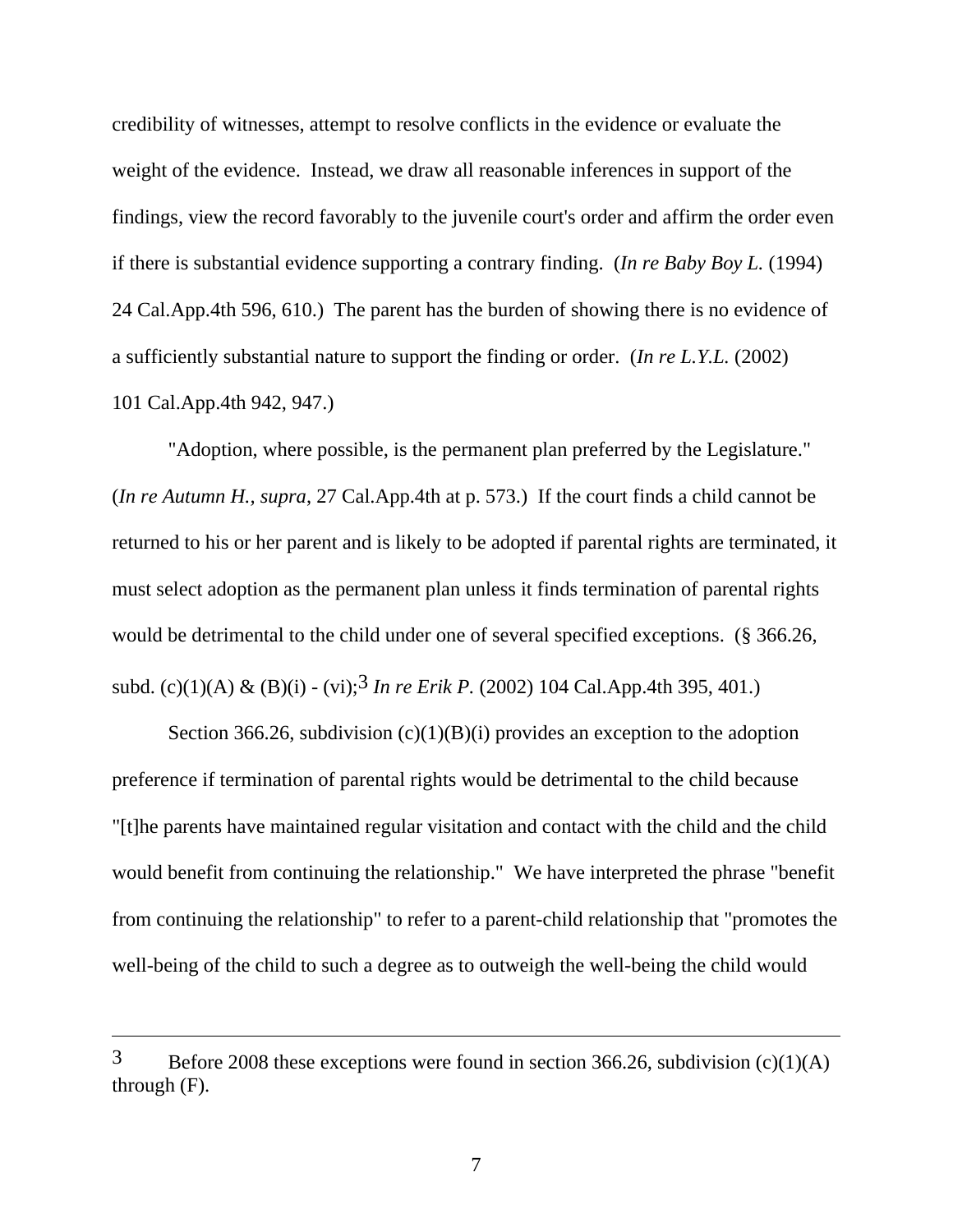credibility of witnesses, attempt to resolve conflicts in the evidence or evaluate the weight of the evidence. Instead, we draw all reasonable inferences in support of the findings, view the record favorably to the juvenile court's order and affirm the order even if there is substantial evidence supporting a contrary finding. (*In re Baby Boy L.* (1994) 24 Cal.App.4th 596, 610.) The parent has the burden of showing there is no evidence of a sufficiently substantial nature to support the finding or order. (*In re L.Y.L.* (2002) 101 Cal.App.4th 942, 947.)

"Adoption, where possible, is the permanent plan preferred by the Legislature." (*In re Autumn H., supra*, 27 Cal.App.4th at p. 573.) If the court finds a child cannot be returned to his or her parent and is likely to be adopted if parental rights are terminated, it must select adoption as the permanent plan unless it finds termination of parental rights would be detrimental to the child under one of several specified exceptions. (§ 366.26, subd. (c)(1)(A) & (B)(i) - (vi);[3] *In re Erik P.* (2002) 104 Cal.App.4th 395, 401.)

Section 366.26, subdivision (c)(1)(B)(i) provides an exception to the adoption preference if termination of parental rights would be detrimental to the child because "[t]he parents have maintained regular visitation and contact with the child and the child would benefit from continuing the relationship." We have interpreted the phrase "benefit from continuing the relationship" to refer to a parent-child relationship that "promotes the well-being of the child to such a degree as to outweigh the well-being the child would

---

3 Before 2008 these exceptions were found in section 366.26, subdivision (c)(1)(A) through (F).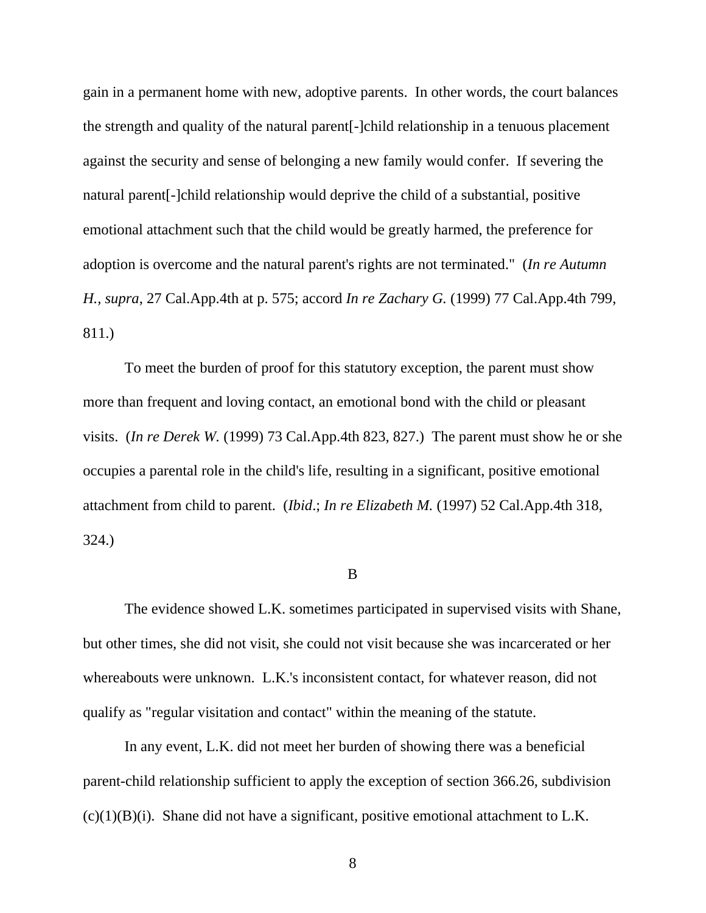gain in a permanent home with new, adoptive parents. In other words, the court balances the strength and quality of the natural parent[-]child relationship in a tenuous placement against the security and sense of belonging a new family would confer. If severing the natural parent[-]child relationship would deprive the child of a substantial, positive emotional attachment such that the child would be greatly harmed, the preference for adoption is overcome and the natural parent's rights are not terminated." (*In re Autumn H.*, *supra*, 27 Cal.App.4th at p. 575; accord *In re Zachary G.* (1999) 77 Cal.App.4th 799, 811.)

To meet the burden of proof for this statutory exception, the parent must show more than frequent and loving contact, an emotional bond with the child or pleasant visits. (*In re Derek W.* (1999) 73 Cal.App.4th 823, 827.) The parent must show he or she occupies a parental role in the child's life, resulting in a significant, positive emotional attachment from child to parent. (*Ibid*.; *In re Elizabeth M.* (1997) 52 Cal.App.4th 318, 324.)

B

The evidence showed L.K. sometimes participated in supervised visits with Shane, but other times, she did not visit, she could not visit because she was incarcerated or her whereabouts were unknown. L.K.'s inconsistent contact, for whatever reason, did not qualify as "regular visitation and contact" within the meaning of the statute.

In any event, L.K. did not meet her burden of showing there was a beneficial parent-child relationship sufficient to apply the exception of section 366.26, subdivision (c)(1)(B)(i). Shane did not have a significant, positive emotional attachment to L.K.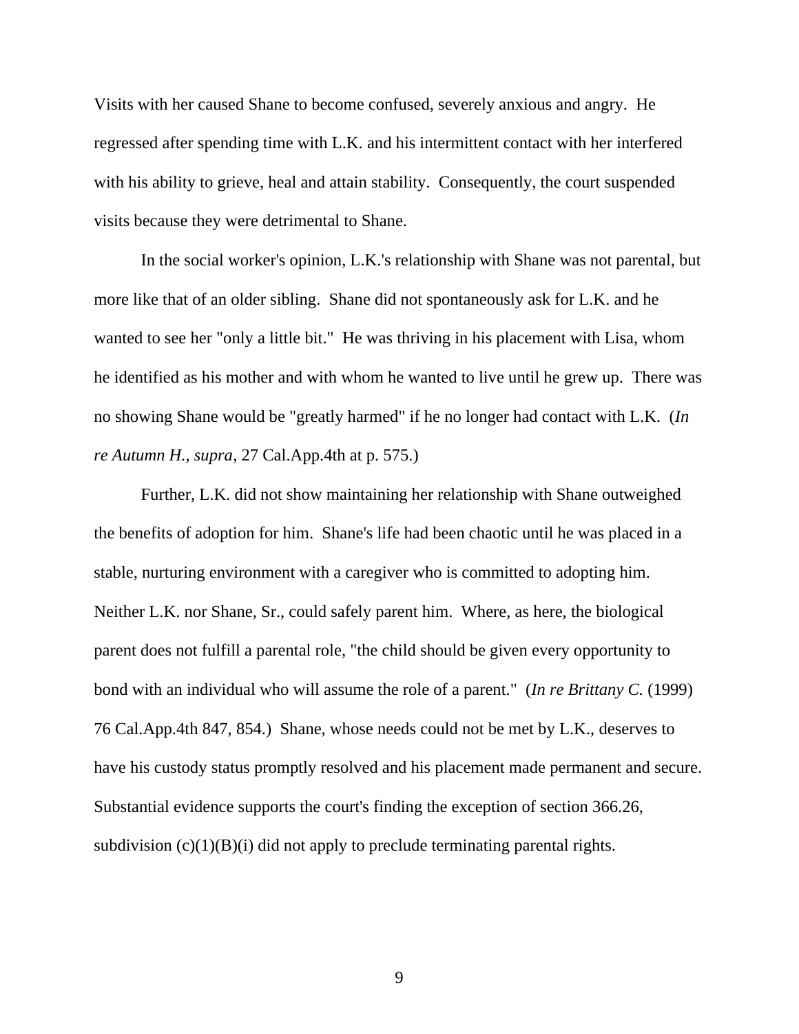Visits with her caused Shane to become confused, severely anxious and angry. He regressed after spending time with L.K. and his intermittent contact with her interfered with his ability to grieve, heal and attain stability. Consequently, the court suspended visits because they were detrimental to Shane.

In the social worker's opinion, L.K.'s relationship with Shane was not parental, but more like that of an older sibling. Shane did not spontaneously ask for L.K. and he wanted to see her "only a little bit." He was thriving in his placement with Lisa, whom he identified as his mother and with whom he wanted to live until he grew up. There was no showing Shane would be "greatly harmed" if he no longer had contact with L.K. (*In re Autumn H., supra*, 27 Cal.App.4th at p. 575.)

Further, L.K. did not show maintaining her relationship with Shane outweighed the benefits of adoption for him. Shane's life had been chaotic until he was placed in a stable, nurturing environment with a caregiver who is committed to adopting him. Neither L.K. nor Shane, Sr., could safely parent him. Where, as here, the biological parent does not fulfill a parental role, "the child should be given every opportunity to bond with an individual who will assume the role of a parent." (*In re Brittany C.* (1999) 76 Cal.App.4th 847, 854.) Shane, whose needs could not be met by L.K., deserves to have his custody status promptly resolved and his placement made permanent and secure. Substantial evidence supports the court's finding the exception of section 366.26, subdivision (c)(1)(B)(i) did not apply to preclude terminating parental rights.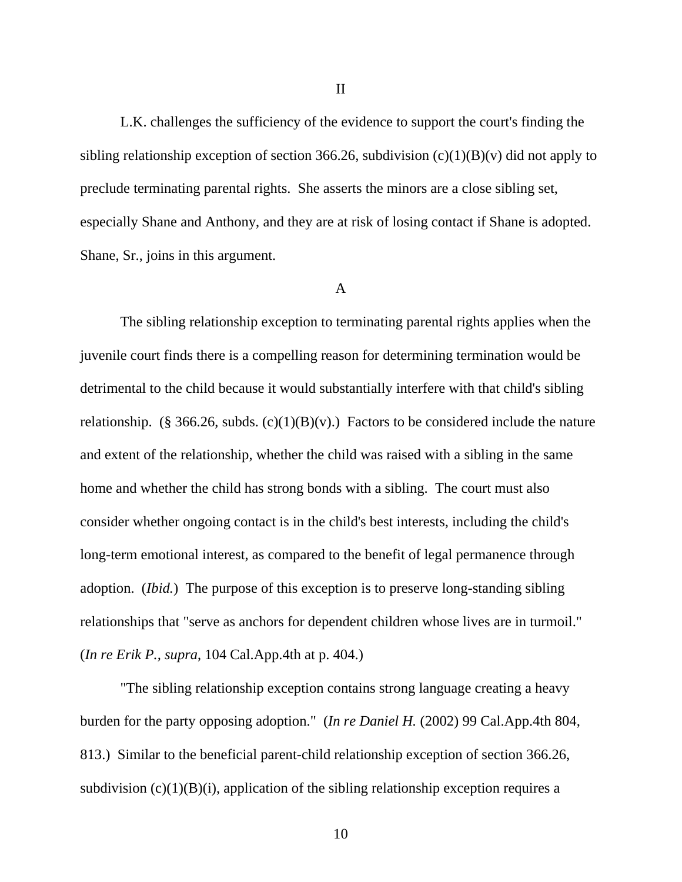II

L.K. challenges the sufficiency of the evidence to support the court's finding the sibling relationship exception of section 366.26, subdivision (c)(1)(B)(v) did not apply to preclude terminating parental rights. She asserts the minors are a close sibling set, especially Shane and Anthony, and they are at risk of losing contact if Shane is adopted. Shane, Sr., joins in this argument.

A

The sibling relationship exception to terminating parental rights applies when the juvenile court finds there is a compelling reason for determining termination would be detrimental to the child because it would substantially interfere with that child's sibling relationship. (§ 366.26, subds. (c)(1)(B)(v).) Factors to be considered include the nature and extent of the relationship, whether the child was raised with a sibling in the same home and whether the child has strong bonds with a sibling. The court must also consider whether ongoing contact is in the child's best interests, including the child's long-term emotional interest, as compared to the benefit of legal permanence through adoption. (*Ibid.*) The purpose of this exception is to preserve long-standing sibling relationships that "serve as anchors for dependent children whose lives are in turmoil." (*In re Erik P., supra*, 104 Cal.App.4th at p. 404.)

"The sibling relationship exception contains strong language creating a heavy burden for the party opposing adoption." (*In re Daniel H.* (2002) 99 Cal.App.4th 804, 813.) Similar to the beneficial parent-child relationship exception of section 366.26, subdivision (c)(1)(B)(i), application of the sibling relationship exception requires a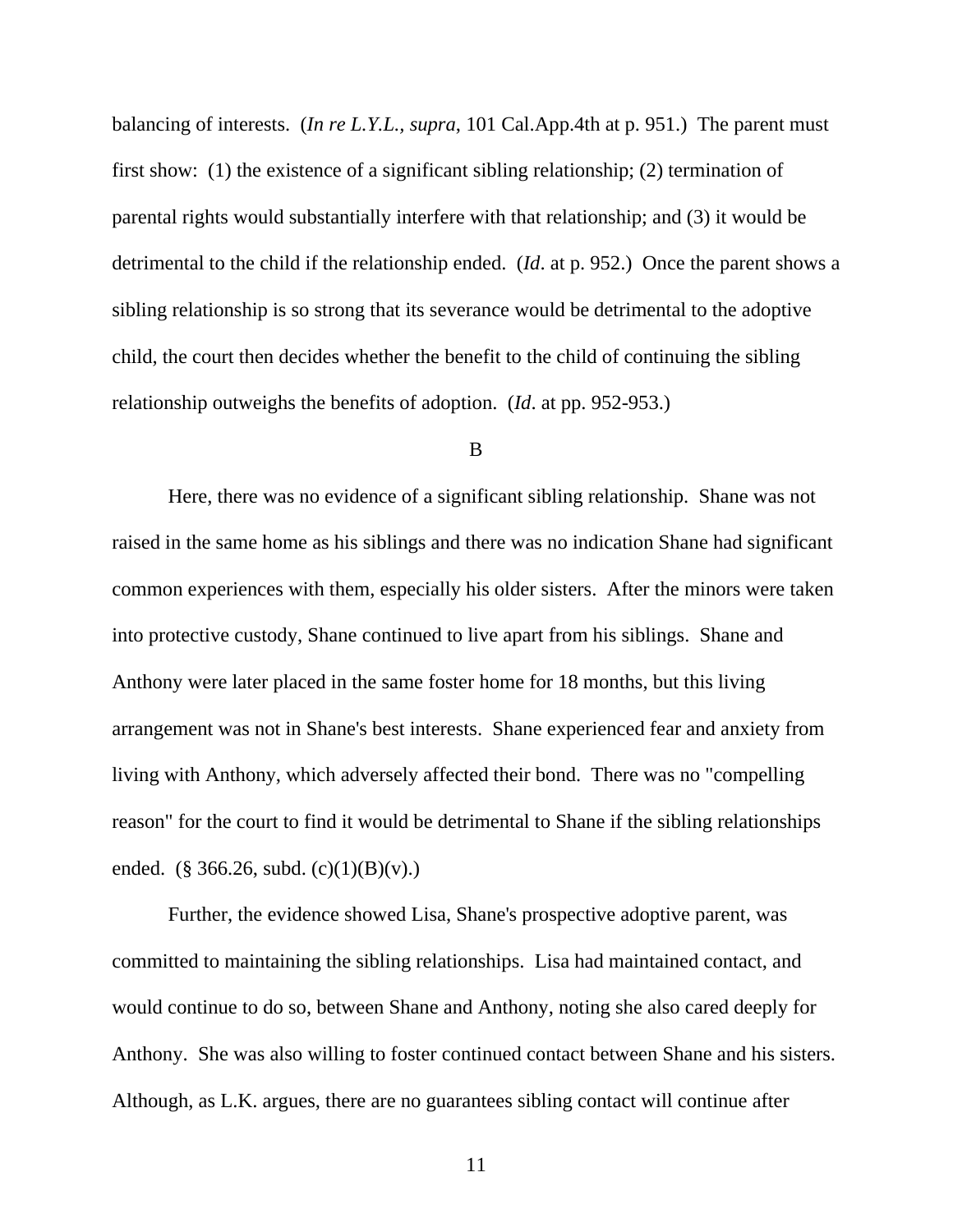balancing of interests. (*In re L.Y.L.*, *supra*, 101 Cal.App.4th at p. 951.) The parent must first show: (1) the existence of a significant sibling relationship; (2) termination of parental rights would substantially interfere with that relationship; and (3) it would be detrimental to the child if the relationship ended. (*Id*. at p. 952.) Once the parent shows a sibling relationship is so strong that its severance would be detrimental to the adoptive child, the court then decides whether the benefit to the child of continuing the sibling relationship outweighs the benefits of adoption. (*Id*. at pp. 952-953.)

B

Here, there was no evidence of a significant sibling relationship. Shane was not raised in the same home as his siblings and there was no indication Shane had significant common experiences with them, especially his older sisters. After the minors were taken into protective custody, Shane continued to live apart from his siblings. Shane and Anthony were later placed in the same foster home for 18 months, but this living arrangement was not in Shane's best interests. Shane experienced fear and anxiety from living with Anthony, which adversely affected their bond. There was no "compelling reason" for the court to find it would be detrimental to Shane if the sibling relationships ended. (§ 366.26, subd. (c)(1)(B)(v).)

Further, the evidence showed Lisa, Shane's prospective adoptive parent, was committed to maintaining the sibling relationships. Lisa had maintained contact, and would continue to do so, between Shane and Anthony, noting she also cared deeply for Anthony. She was also willing to foster continued contact between Shane and his sisters. Although, as L.K. argues, there are no guarantees sibling contact will continue after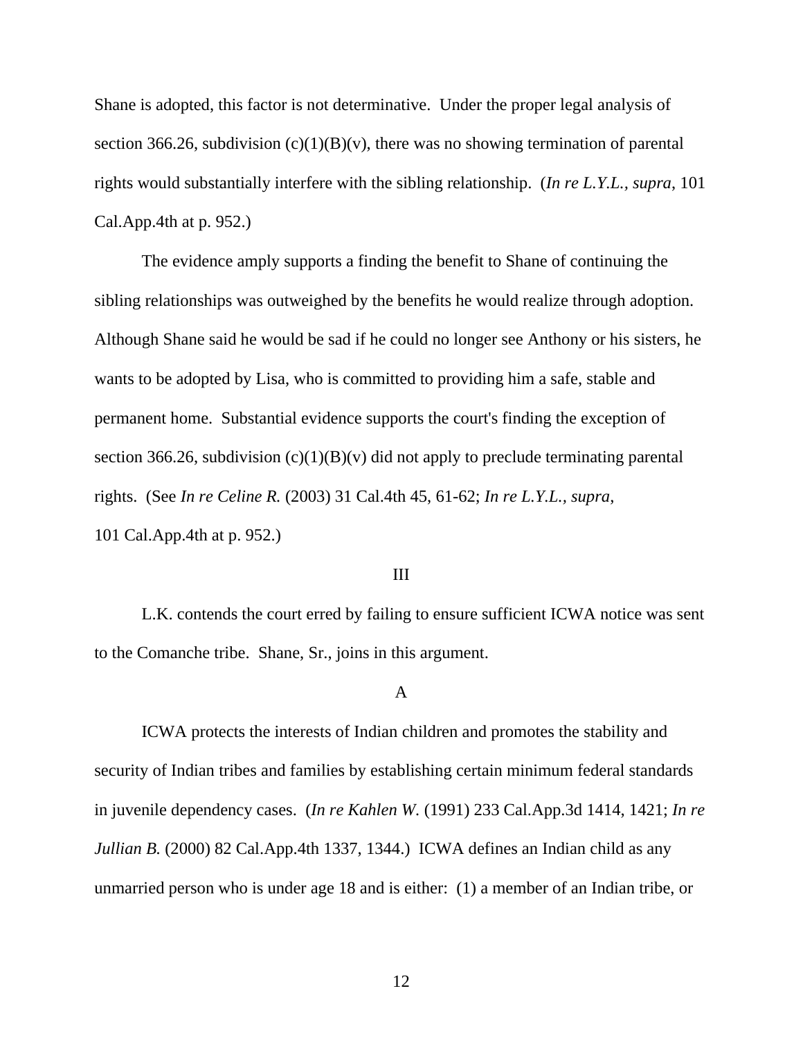Shane is adopted, this factor is not determinative. Under the proper legal analysis of section 366.26, subdivision (c)(1)(B)(v), there was no showing termination of parental rights would substantially interfere with the sibling relationship. (*In re L.Y.L.*, *supra*, 101 Cal.App.4th at p. 952.)

The evidence amply supports a finding the benefit to Shane of continuing the sibling relationships was outweighed by the benefits he would realize through adoption. Although Shane said he would be sad if he could no longer see Anthony or his sisters, he wants to be adopted by Lisa, who is committed to providing him a safe, stable and permanent home. Substantial evidence supports the court's finding the exception of section 366.26, subdivision (c)(1)(B)(v) did not apply to preclude terminating parental rights. (See *In re Celine R.* (2003) 31 Cal.4th 45, 61-62; *In re L.Y.L.*, *supra*, 101 Cal.App.4th at p. 952.)

III

L.K. contends the court erred by failing to ensure sufficient ICWA notice was sent to the Comanche tribe. Shane, Sr., joins in this argument.

A

ICWA protects the interests of Indian children and promotes the stability and security of Indian tribes and families by establishing certain minimum federal standards in juvenile dependency cases. (*In re Kahlen W.* (1991) 233 Cal.App.3d 1414, 1421; *In re Jullian B.* (2000) 82 Cal.App.4th 1337, 1344.) ICWA defines an Indian child as any unmarried person who is under age 18 and is either: (1) a member of an Indian tribe, or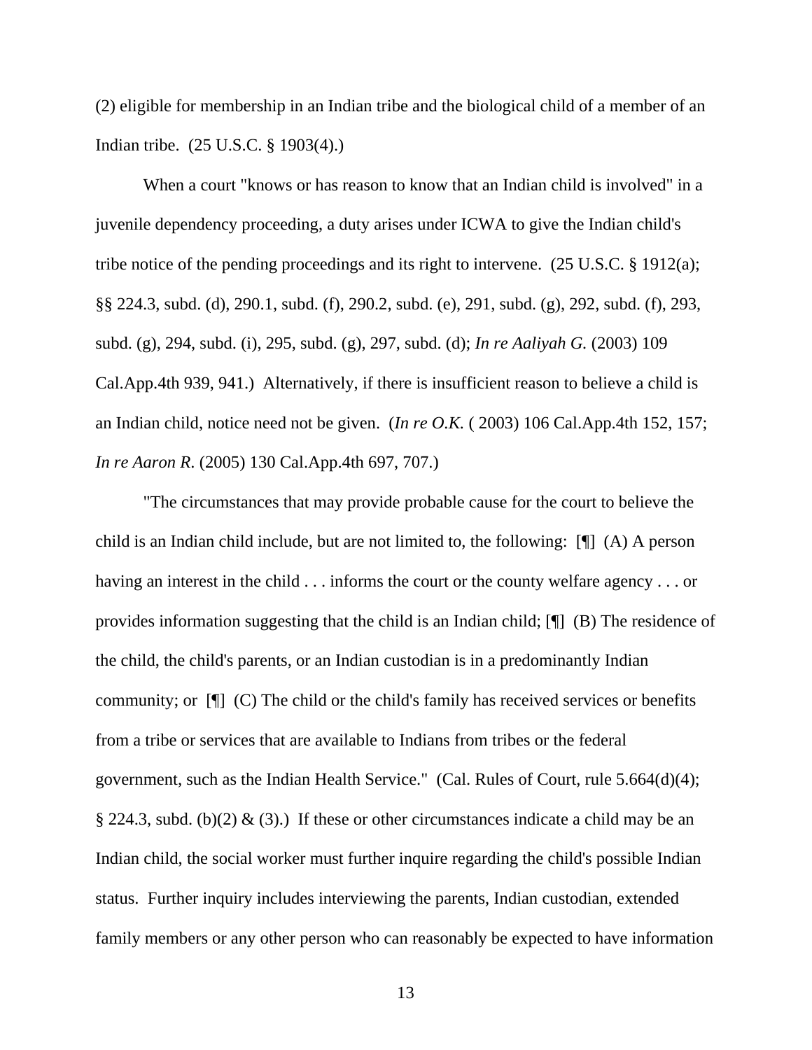(2) eligible for membership in an Indian tribe and the biological child of a member of an Indian tribe. (25 U.S.C. § 1903(4).)

When a court "knows or has reason to know that an Indian child is involved" in a juvenile dependency proceeding, a duty arises under ICWA to give the Indian child's tribe notice of the pending proceedings and its right to intervene. (25 U.S.C. § 1912(a); §§ 224.3, subd. (d), 290.1, subd. (f), 290.2, subd. (e), 291, subd. (g), 292, subd. (f), 293, subd. (g), 294, subd. (i), 295, subd. (g), 297, subd. (d); *In re Aaliyah G.* (2003) 109 Cal.App.4th 939, 941.) Alternatively, if there is insufficient reason to believe a child is an Indian child, notice need not be given. (*In re O.K.* ( 2003) 106 Cal.App.4th 152, 157; *In re Aaron R*. (2005) 130 Cal.App.4th 697, 707.)

"The circumstances that may provide probable cause for the court to believe the child is an Indian child include, but are not limited to, the following: [¶] (A) A person having an interest in the child . . . informs the court or the county welfare agency . . . or provides information suggesting that the child is an Indian child; [¶] (B) The residence of the child, the child's parents, or an Indian custodian is in a predominantly Indian community; or [¶] (C) The child or the child's family has received services or benefits from a tribe or services that are available to Indians from tribes or the federal government, such as the Indian Health Service." (Cal. Rules of Court, rule 5.664(d)(4); § 224.3, subd. (b)(2) & (3).) If these or other circumstances indicate a child may be an Indian child, the social worker must further inquire regarding the child's possible Indian status. Further inquiry includes interviewing the parents, Indian custodian, extended family members or any other person who can reasonably be expected to have information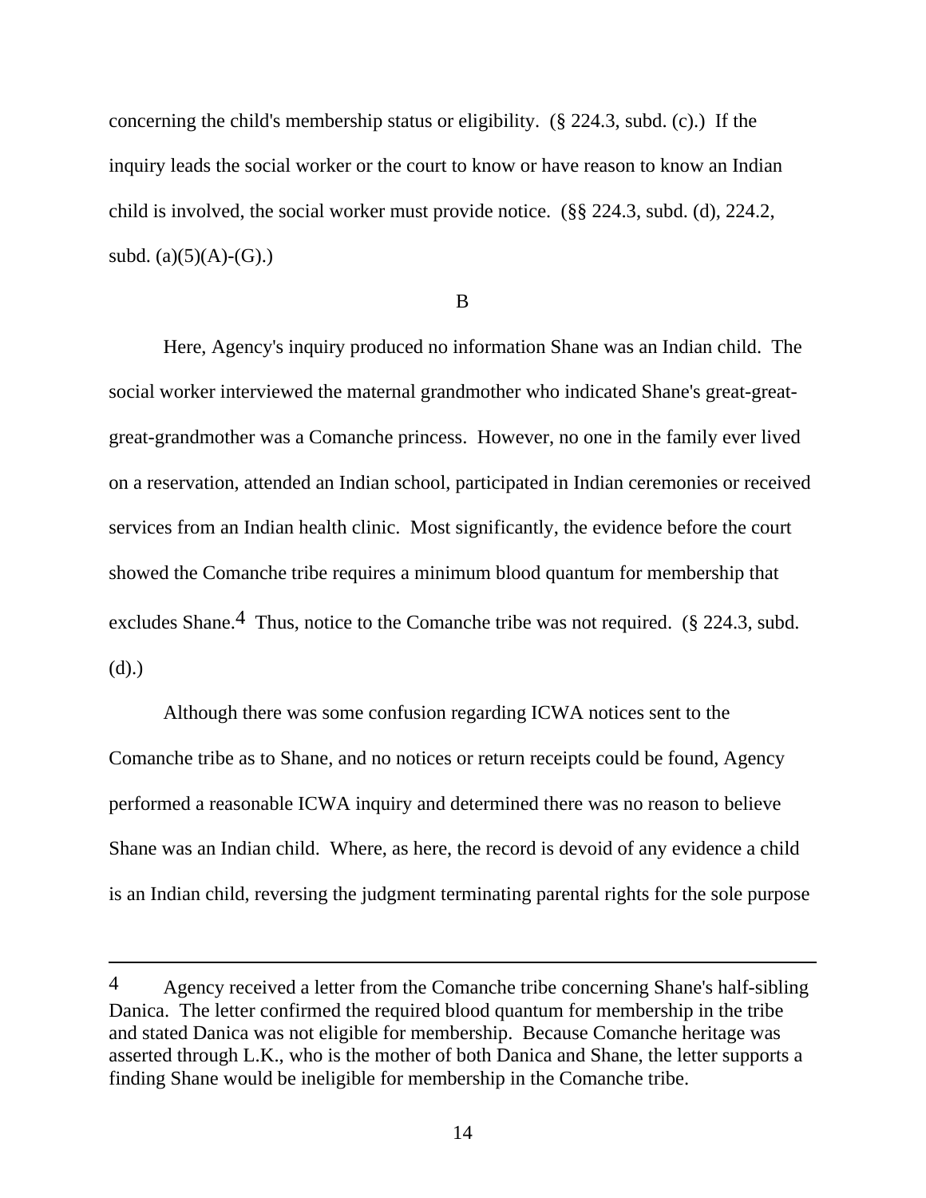concerning the child's membership status or eligibility. (§ 224.3, subd. (c).) If the inquiry leads the social worker or the court to know or have reason to know an Indian child is involved, the social worker must provide notice. (§§ 224.3, subd. (d), 224.2, subd. (a)(5)(A)-(G).)

B

Here, Agency's inquiry produced no information Shane was an Indian child. The social worker interviewed the maternal grandmother who indicated Shane's great-great-great-grandmother was a Comanche princess. However, no one in the family ever lived on a reservation, attended an Indian school, participated in Indian ceremonies or received services from an Indian health clinic. Most significantly, the evidence before the court showed the Comanche tribe requires a minimum blood quantum for membership that excludes Shane.[4] Thus, notice to the Comanche tribe was not required. (§ 224.3, subd. (d).)

Although there was some confusion regarding ICWA notices sent to the Comanche tribe as to Shane, and no notices or return receipts could be found, Agency performed a reasonable ICWA inquiry and determined there was no reason to believe Shane was an Indian child. Where, as here, the record is devoid of any evidence a child is an Indian child, reversing the judgment terminating parental rights for the sole purpose

---

[4] Agency received a letter from the Comanche tribe concerning Shane's half-sibling Danica. The letter confirmed the required blood quantum for membership in the tribe and stated Danica was not eligible for membership. Because Comanche heritage was asserted through L.K., who is the mother of both Danica and Shane, the letter supports a finding Shane would be ineligible for membership in the Comanche tribe.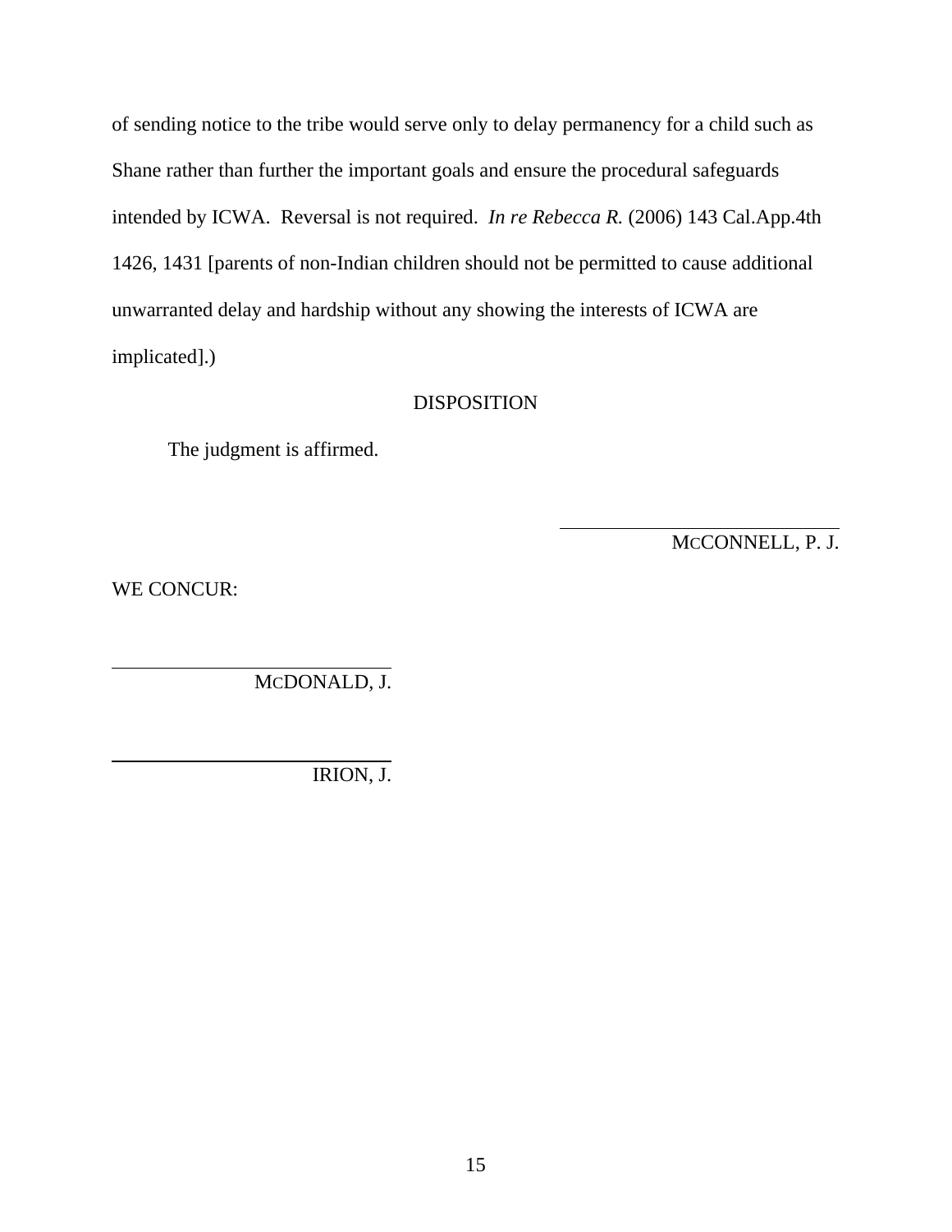of sending notice to the tribe would serve only to delay permanency for a child such as Shane rather than further the important goals and ensure the procedural safeguards intended by ICWA. Reversal is not required. *In re Rebecca R.* (2006) 143 Cal.App.4th 1426, 1431 [parents of non-Indian children should not be permitted to cause additional unwarranted delay and hardship without any showing the interests of ICWA are implicated].)

DISPOSITION

The judgment is affirmed.

McCONNELL, P. J.

WE CONCUR:

McDONALD, J.

IRION, J.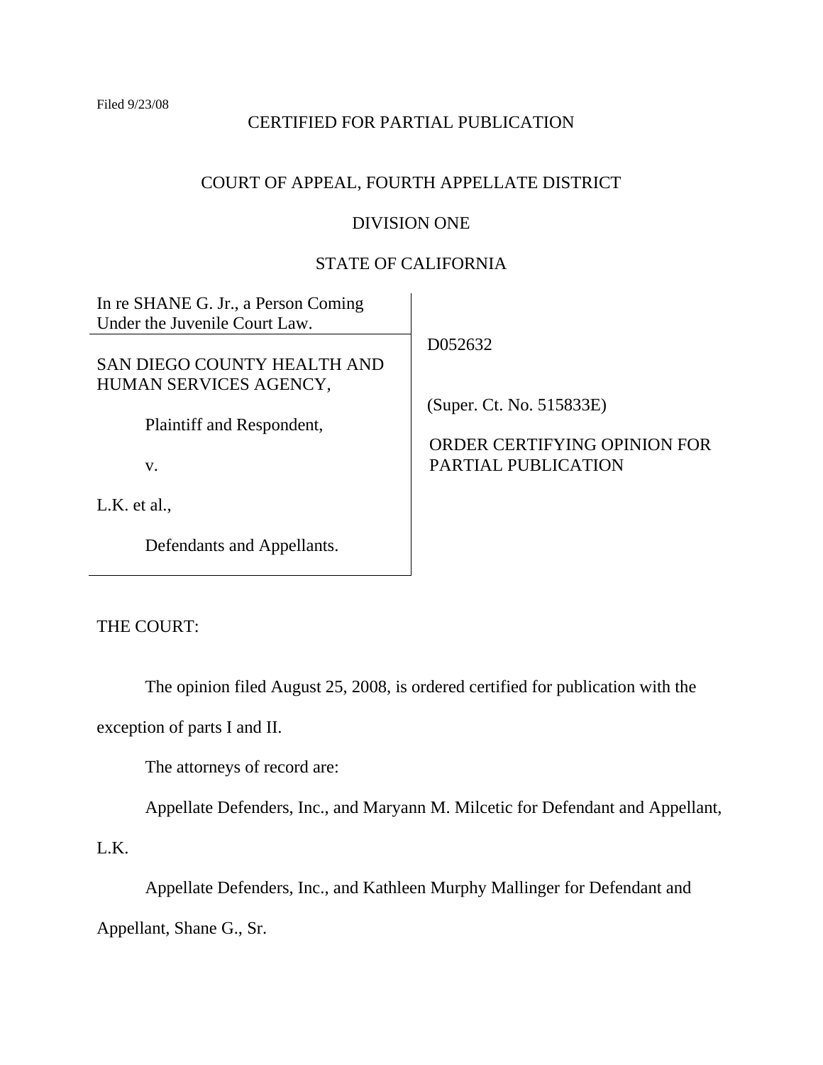Filed 9/23/08

CERTIFIED FOR PARTIAL PUBLICATION

COURT OF APPEAL, FOURTH APPELLATE DISTRICT

DIVISION ONE

STATE OF CALIFORNIA

| | |
|---|---|
| In re SHANE G. Jr., a Person Coming Under the Juvenile Court Law. | |
| SAN DIEGO COUNTY HEALTH AND HUMAN SERVICES AGENCY,<br><br>Plaintiff and Respondent,<br><br>v.<br><br>L.K. et al.,<br><br>Defendants and Appellants. | D052632<br><br>(Super. Ct. No. 515833E)<br><br>ORDER CERTIFYING OPINION FOR PARTIAL PUBLICATION |

THE COURT:

The opinion filed August 25, 2008, is ordered certified for publication with the exception of parts I and II.

The attorneys of record are:

Appellate Defenders, Inc., and Maryann M. Milcetic for Defendant and Appellant, L.K.

Appellate Defenders, Inc., and Kathleen Murphy Mallinger for Defendant and Appellant, Shane G., Sr.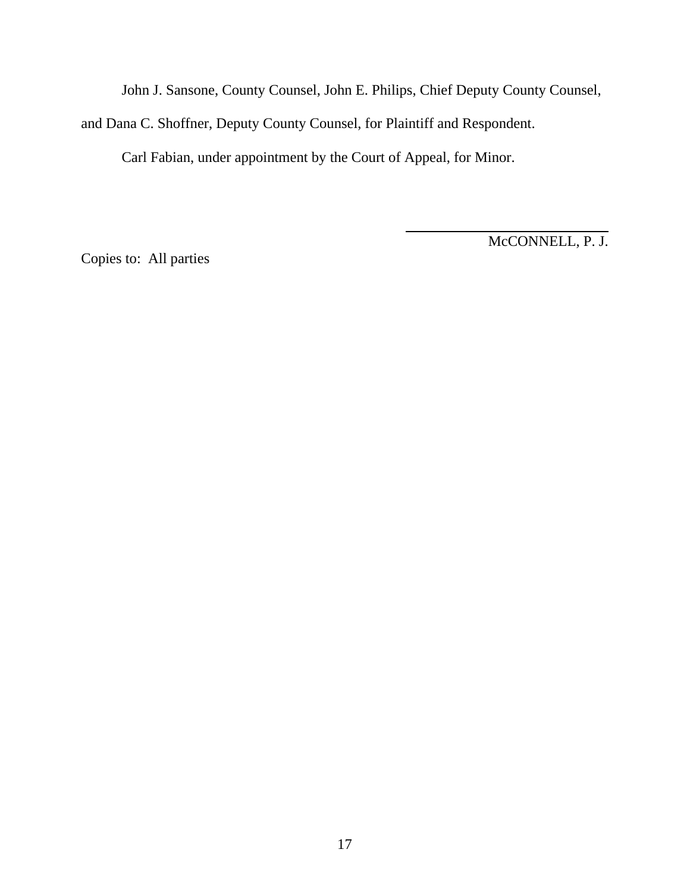John J. Sansone, County Counsel, John E. Philips, Chief Deputy County Counsel, and Dana C. Shoffner, Deputy County Counsel, for Plaintiff and Respondent.

Carl Fabian, under appointment by the Court of Appeal, for Minor.

McCONNELL, P. J.

Copies to: All parties